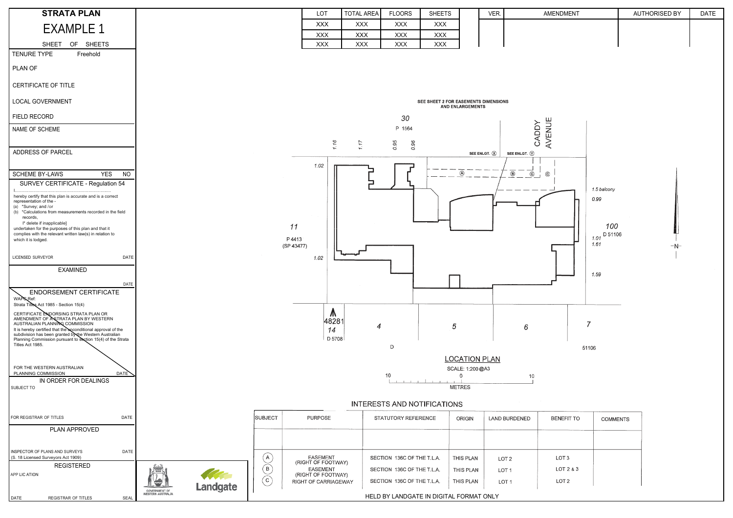# STRATA PLAN

## EXAMPLE 1

SHEET OF SHEETS

| LOT | TOTAL AREA | FLOORS | SHEETS |
|---|---|---|---|
| XXX | XXX | XXX | XXX |
| XXX | XXX | XXX | XXX |
| XXX | XXX | XXX | XXX |

| VER. | AMENDMENT | AUTHORISED BY | DATE |
|---|---|---|---|
| | | | |

TENURE TYPE Freehold

PLAN OF

CERTIFICATE OF TITLE

LOCAL GOVERNMENT

FIELD RECORD

NAME OF SCHEME

ADDRESS OF PARCEL

SCHEME BY-LAWS YES NO

### SURVEY CERTIFICATE - Regulation 54

I.........................................................................

hereby certify that this plan is accurate and is a correct representation of the -

(a) *Survey; and /or

(b) *Calculations from measurements recorded in the field records,

[* delete if inapplicable]

undertaken for the purposes of this plan and that it complies with the relevant written law(s) in relation to which it is lodged.

LICENSED SURVEYOR DATE

### EXAMINED

DATE

### ENDORSEMENT CERTIFICATE

WAPC Ref:

Strata Titles Act 1985 - Section 15(4)

CERTIFICATE ENDORSING STRATA PLAN OR AMENDMENT OF A STRATA PLAN BY WESTERN AUSTRALIAN PLANNING COMMISSION

It is hereby certified that the unconditional approval of the subdivision has been granted by the Western Australian Planning Commission pursuant to section 15(4) of the Strata Titles Act 1985.

FOR THE WESTERN AUSTRALIAN PLANNING COMMISSION DATE

### IN ORDER FOR DEALINGS

SUBJECT TO

FOR REGISTRAR OF TITLES DATE

### PLAN APPROVED

INSPECTOR OF PLANS AND SURVEYS DATE
(S. 18 Licensed Surveyors Act 1909)

### REGISTERED

APPLICATION

DATE REGISTRAR OF TITLES SEAL

GOVERNMENT OF WESTERN AUSTRALIA

Landgate

SEE SHEET 2 FOR EASEMENTS DIMENSIONS AND ENLARGEMENTS

30
P 1564

CADDY AVENUE

SEE ENLGT. Ⓧ SEE ENLGT. Ⓨ

Ⓐ Ⓑ Ⓒ Ⓒ

1.16 1.17 0.95 0.96

1.02

1.02

1.5 balcony

0.99

1.01

1.61

1.59

11
P 4413
(SP 43477)

100
D 51106

N

48281
14
D 5708

4 5 6 7

D

51106

## LOCATION PLAN

SCALE: 1:200 @A3

10 0 10

METRES

## INTERESTS AND NOTIFICATIONS

| SUBJECT | PURPOSE | STATUTORY REFERENCE | ORIGIN | LAND BURDENED | BENEFIT TO | COMMENTS |
|---|---|---|---|---|---|---|
| | | | | | | |
| Ⓐ | EASEMENT (RIGHT OF FOOTWAY) | SECTION 136C OF THE T.L.A. | THIS PLAN | LOT 2 | LOT 3 | |
| Ⓑ | EASEMENT (RIGHT OF FOOTWAY) | SECTION 136C OF THE T.L.A. | THIS PLAN | LOT 1 | LOT 2 & 3 | |
| Ⓒ | RIGHT OF CARRIAGEWAY | SECTION 136C OF THE T.L.A. | THIS PLAN | LOT 1 | LOT 2 | |

HELD BY LANDGATE IN DIGITAL FORMAT ONLY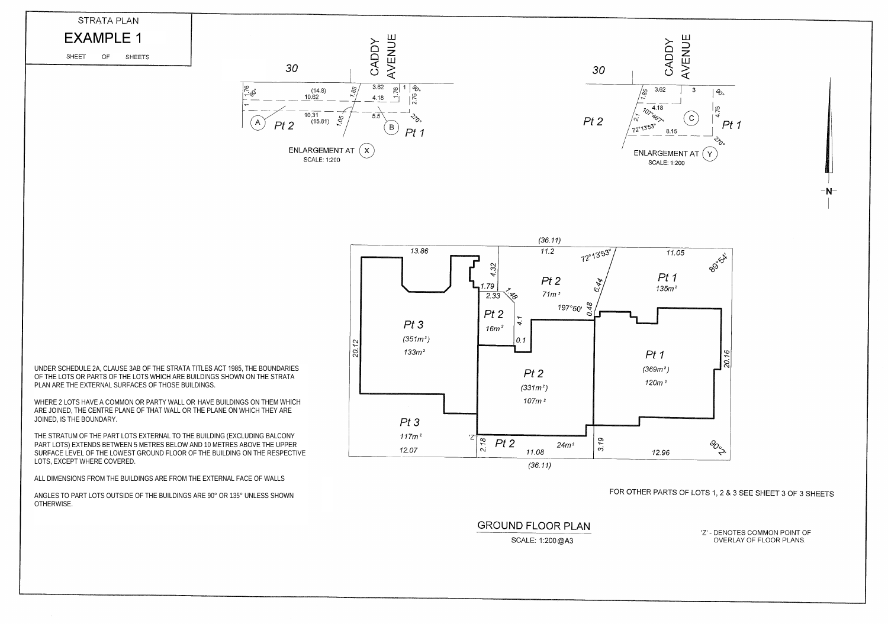# STRATA PLAN

## EXAMPLE 1

SHEET OF SHEETS

30

CADDY AVENUE

ENLARGEMENT AT (X)
SCALE: 1:200

30

CADDY AVENUE

ENLARGEMENT AT (Y)
SCALE: 1:200

N

UNDER SCHEDULE 2A, CLAUSE 3AB OF THE STRATA TITLES ACT 1985, THE BOUNDARIES OF THE LOTS OR PARTS OF THE LOTS WHICH ARE BUILDINGS SHOWN ON THE STRATA PLAN ARE THE EXTERNAL SURFACES OF THOSE BUILDINGS.

WHERE 2 LOTS HAVE A COMMON OR PARTY WALL OR HAVE BUILDINGS ON THEM WHICH ARE JOINED, THE CENTRE PLANE OF THAT WALL OR THE PLANE ON WHICH THEY ARE JOINED, IS THE BOUNDARY.

THE STRATUM OF THE PART LOTS EXTERNAL TO THE BUILDING (EXCLUDING BALCONY PART LOTS) EXTENDS BETWEEN 5 METRES BELOW AND 10 METRES ABOVE THE UPPER SURFACE LEVEL OF THE LOWEST GROUND FLOOR OF THE BUILDING ON THE RESPECTIVE LOTS, EXCEPT WHERE COVERED.

ALL DIMENSIONS FROM THE BUILDINGS ARE FROM THE EXTERNAL FACE OF WALLS

ANGLES TO PART LOTS OUTSIDE OF THE BUILDINGS ARE 90° OR 135° UNLESS SHOWN OTHERWISE.

FOR OTHER PARTS OF LOTS 1, 2 & 3 SEE SHEET 3 OF 3 SHEETS

## GROUND FLOOR PLAN

SCALE: 1:200 @A3

'Z' - DENOTES COMMON POINT OF OVERLAY OF FLOOR PLANS.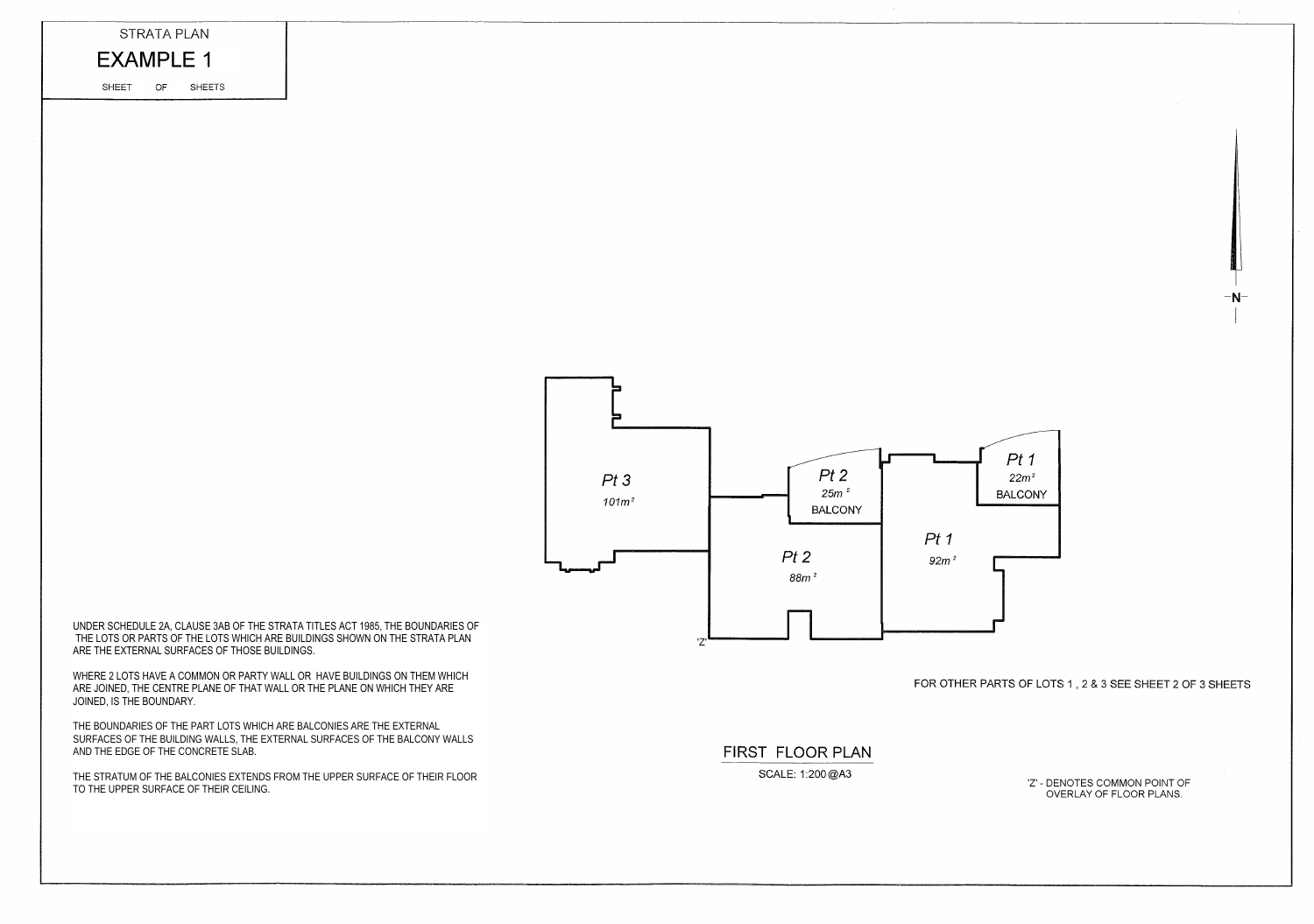STRATA PLAN

# EXAMPLE 1

SHEET OF SHEETS

Pt 3
101m²

Pt 2
25m²
BALCONY

Pt 1
22m²
BALCONY

Pt 1
92m²

Pt 2
88m²

'Z'

N

UNDER SCHEDULE 2A, CLAUSE 3AB OF THE STRATA TITLES ACT 1985, THE BOUNDARIES OF THE LOTS OR PARTS OF THE LOTS WHICH ARE BUILDINGS SHOWN ON THE STRATA PLAN ARE THE EXTERNAL SURFACES OF THOSE BUILDINGS.

WHERE 2 LOTS HAVE A COMMON OR PARTY WALL OR HAVE BUILDINGS ON THEM WHICH ARE JOINED, THE CENTRE PLANE OF THAT WALL OR THE PLANE ON WHICH THEY ARE JOINED, IS THE BOUNDARY.

THE BOUNDARIES OF THE PART LOTS WHICH ARE BALCONIES ARE THE EXTERNAL SURFACES OF THE BUILDING WALLS, THE EXTERNAL SURFACES OF THE BALCONY WALLS AND THE EDGE OF THE CONCRETE SLAB.

THE STRATUM OF THE BALCONIES EXTENDS FROM THE UPPER SURFACE OF THEIR FLOOR TO THE UPPER SURFACE OF THEIR CEILING.

FOR OTHER PARTS OF LOTS 1 , 2 & 3 SEE SHEET 2 OF 3 SHEETS

## FIRST FLOOR PLAN

SCALE: 1:200 @A3

'Z' - DENOTES COMMON POINT OF OVERLAY OF FLOOR PLANS.